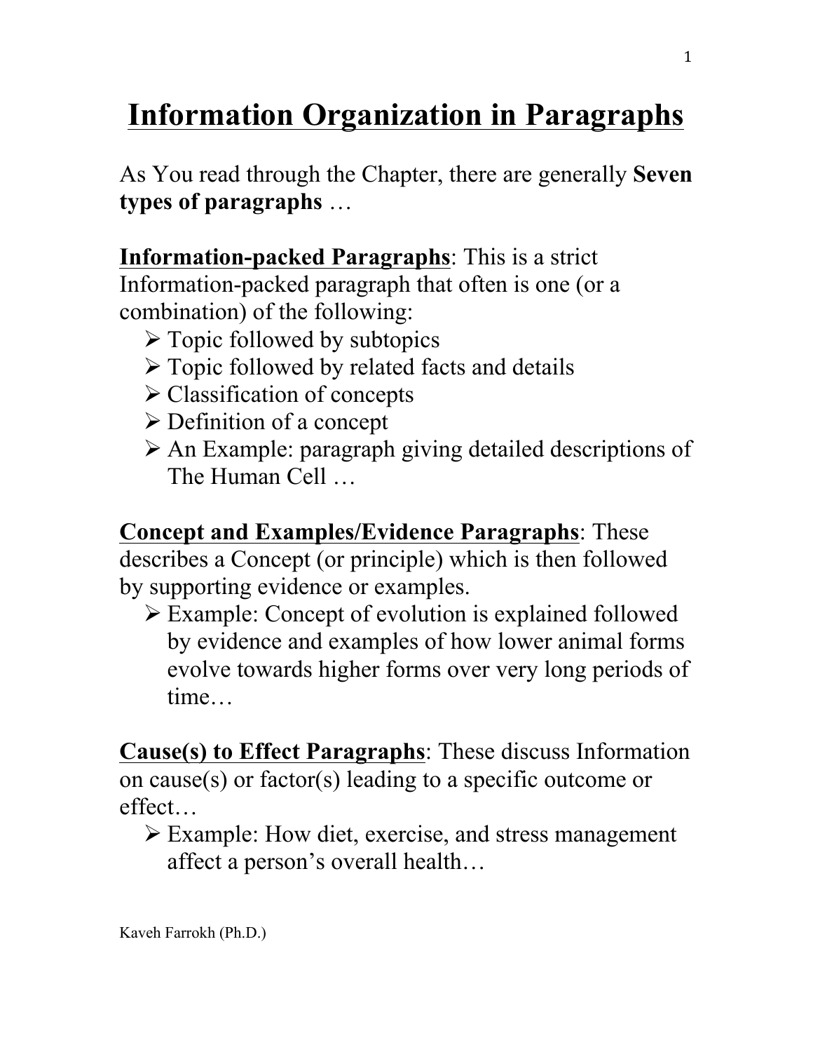# Information Organization in Paragraphs

As You read through the Chapter, there are generally **Seven types of paragraphs** …

**Information-packed Paragraphs**: This is a strict Information-packed paragraph that often is one (or a combination) of the following:

- Topic followed by subtopics
- Topic followed by related facts and details
- Classification of concepts
- Definition of a concept
- An Example: paragraph giving detailed descriptions of The Human Cell …

**Concept and Examples/Evidence Paragraphs**: These describes a Concept (or principle) which is then followed by supporting evidence or examples.

- Example: Concept of evolution is explained followed by evidence and examples of how lower animal forms evolve towards higher forms over very long periods of time…

**Cause(s) to Effect Paragraphs**: These discuss Information on cause(s) or factor(s) leading to a specific outcome or effect…

- Example: How diet, exercise, and stress management affect a person's overall health…

Kaveh Farrokh (Ph.D.)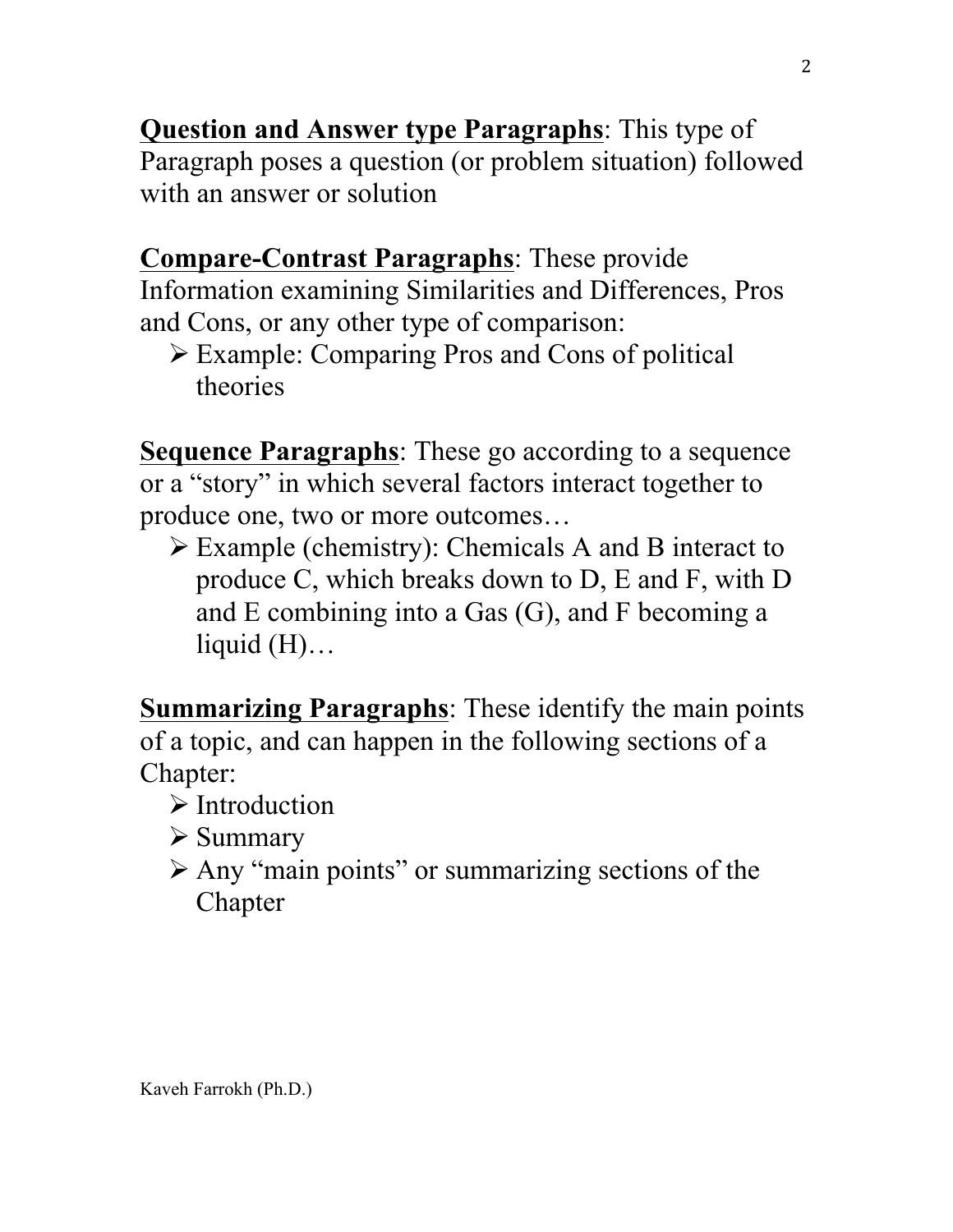**Question and Answer type Paragraphs**: This type of Paragraph poses a question (or problem situation) followed with an answer or solution

**Compare-Contrast Paragraphs**: These provide Information examining Similarities and Differences, Pros and Cons, or any other type of comparison:

- Example: Comparing Pros and Cons of political theories

**Sequence Paragraphs**: These go according to a sequence or a "story" in which several factors interact together to produce one, two or more outcomes…

- Example (chemistry): Chemicals A and B interact to produce C, which breaks down to D, E and F, with D and E combining into a Gas (G), and F becoming a liquid (H)…

**Summarizing Paragraphs**: These identify the main points of a topic, and can happen in the following sections of a Chapter:

- Introduction
- Summary
- Any "main points" or summarizing sections of the Chapter

Kaveh Farrokh (Ph.D.)